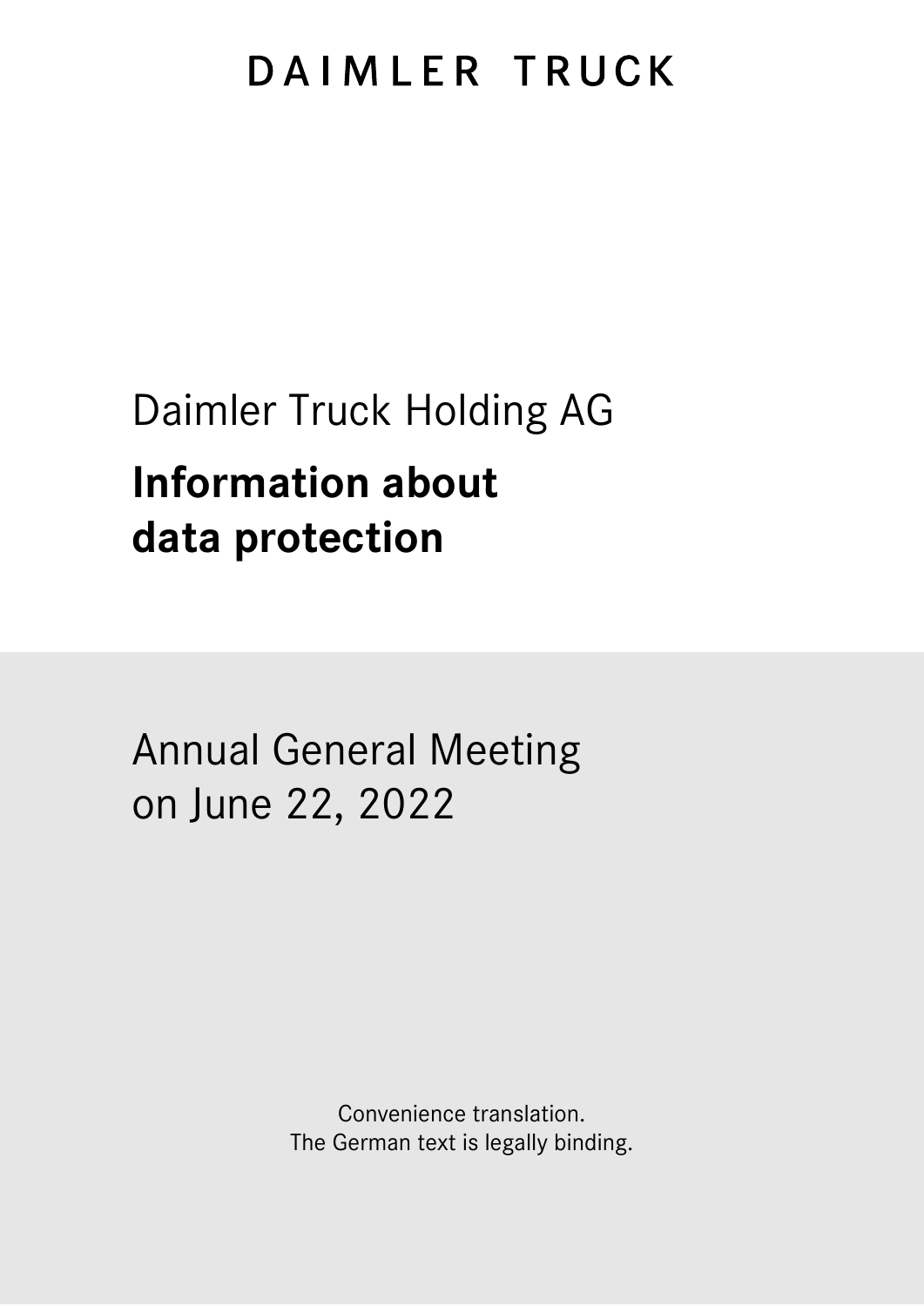DAIMLER TRUCK

Daimler Truck Holding AG

# Information about data protection

Annual General Meeting
on June 22, 2022

Convenience translation.
The German text is legally binding.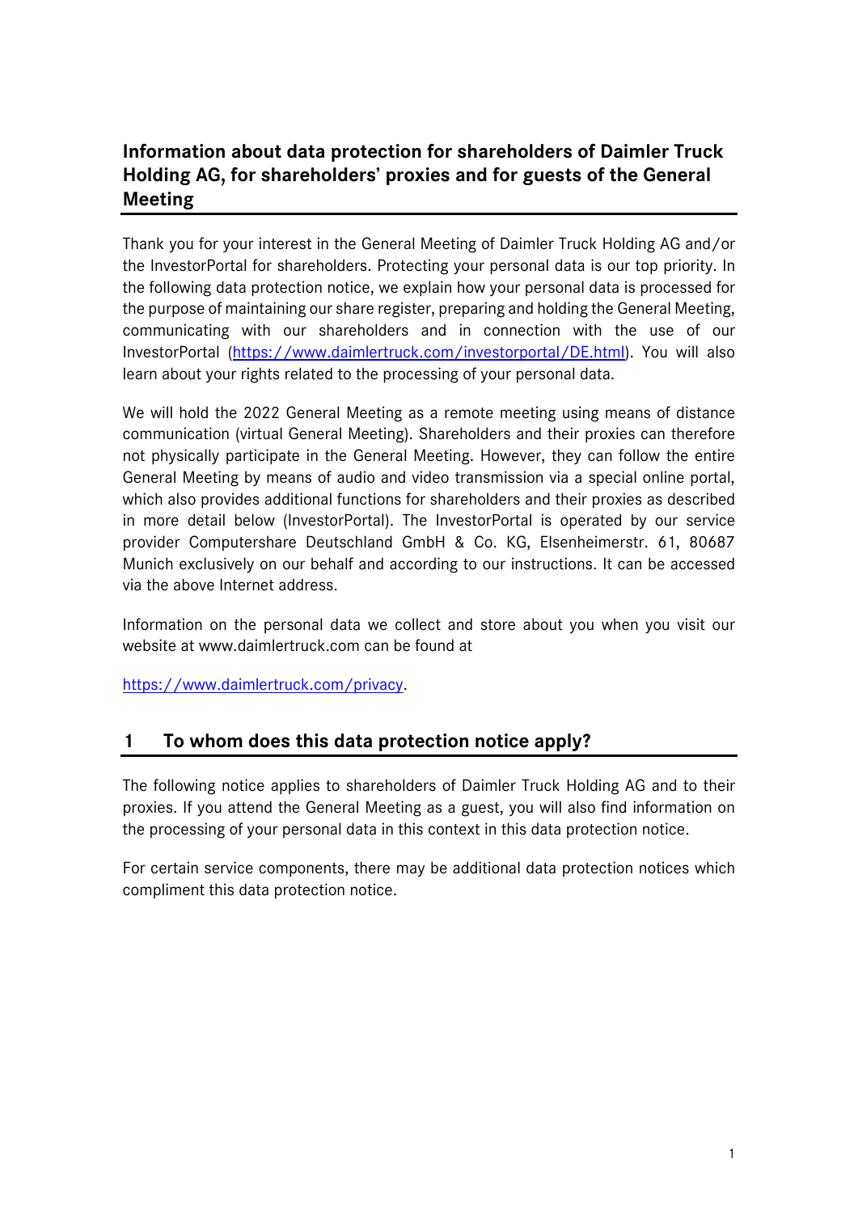# Information about data protection for shareholders of Daimler Truck Holding AG, for shareholders' proxies and for guests of the General Meeting

Thank you for your interest in the General Meeting of Daimler Truck Holding AG and/or the InvestorPortal for shareholders. Protecting your personal data is our top priority. In the following data protection notice, we explain how your personal data is processed for the purpose of maintaining our share register, preparing and holding the General Meeting, communicating with our shareholders and in connection with the use of our InvestorPortal ([https://www.daimlertruck.com/investorportal/DE.html](https://www.daimlertruck.com/investorportal/DE.html)). You will also learn about your rights related to the processing of your personal data.

We will hold the 2022 General Meeting as a remote meeting using means of distance communication (virtual General Meeting). Shareholders and their proxies can therefore not physically participate in the General Meeting. However, they can follow the entire General Meeting by means of audio and video transmission via a special online portal, which also provides additional functions for shareholders and their proxies as described in more detail below (InvestorPortal). The InvestorPortal is operated by our service provider Computershare Deutschland GmbH & Co. KG, Elsenheimerstr. 61, 80687 Munich exclusively on our behalf and according to our instructions. It can be accessed via the above Internet address.

Information on the personal data we collect and store about you when you visit our website at www.daimlertruck.com can be found at

[https://www.daimlertruck.com/privacy](https://www.daimlertruck.com/privacy).

## 1 To whom does this data protection notice apply?

The following notice applies to shareholders of Daimler Truck Holding AG and to their proxies. If you attend the General Meeting as a guest, you will also find information on the processing of your personal data in this context in this data protection notice.

For certain service components, there may be additional data protection notices which compliment this data protection notice.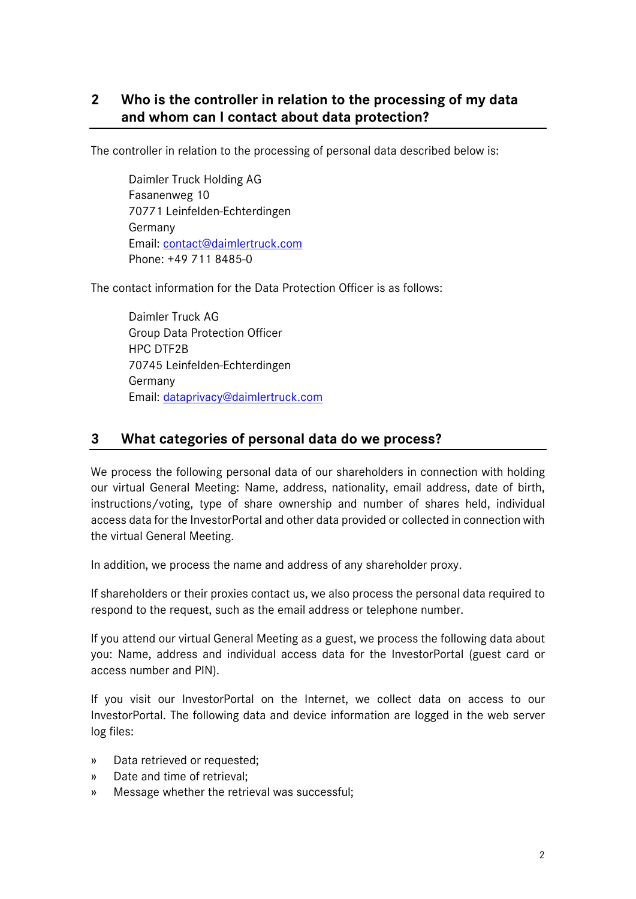## 2 Who is the controller in relation to the processing of my data and whom can I contact about data protection?

The controller in relation to the processing of personal data described below is:

Daimler Truck Holding AG
Fasanenweg 10
70771 Leinfelden-Echterdingen
Germany
Email: contact@daimlertruck.com
Phone: +49 711 8485-0

The contact information for the Data Protection Officer is as follows:

Daimler Truck AG
Group Data Protection Officer
HPC DTF2B
70745 Leinfelden-Echterdingen
Germany
Email: dataprivacy@daimlertruck.com

## 3 What categories of personal data do we process?

We process the following personal data of our shareholders in connection with holding our virtual General Meeting: Name, address, nationality, email address, date of birth, instructions/voting, type of share ownership and number of shares held, individual access data for the InvestorPortal and other data provided or collected in connection with the virtual General Meeting.

In addition, we process the name and address of any shareholder proxy.

If shareholders or their proxies contact us, we also process the personal data required to respond to the request, such as the email address or telephone number.

If you attend our virtual General Meeting as a guest, we process the following data about you: Name, address and individual access data for the InvestorPortal (guest card or access number and PIN).

If you visit our InvestorPortal on the Internet, we collect data on access to our InvestorPortal. The following data and device information are logged in the web server log files:

- Data retrieved or requested;
- Date and time of retrieval;
- Message whether the retrieval was successful;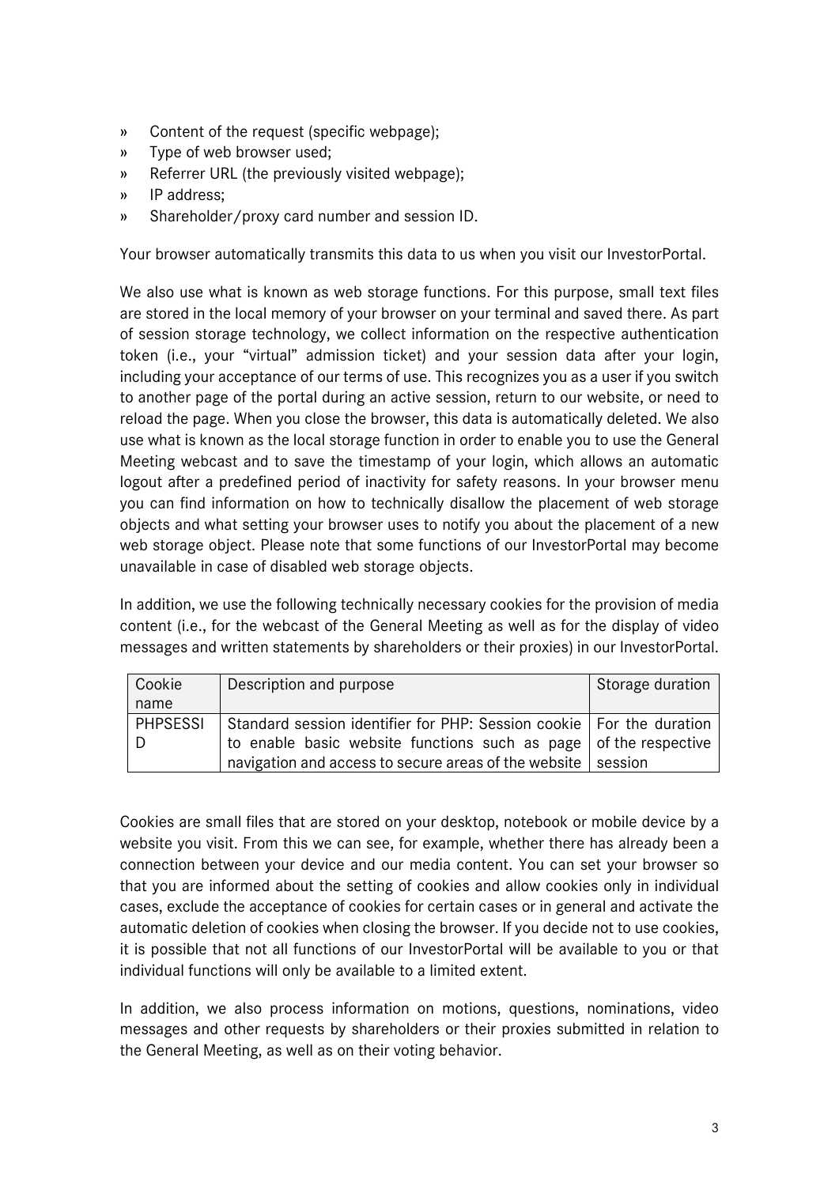- Content of the request (specific webpage);
- Type of web browser used;
- Referrer URL (the previously visited webpage);
- IP address;
- Shareholder/proxy card number and session ID.

Your browser automatically transmits this data to us when you visit our InvestorPortal.

We also use what is known as web storage functions. For this purpose, small text files are stored in the local memory of your browser on your terminal and saved there. As part of session storage technology, we collect information on the respective authentication token (i.e., your "virtual" admission ticket) and your session data after your login, including your acceptance of our terms of use. This recognizes you as a user if you switch to another page of the portal during an active session, return to our website, or need to reload the page. When you close the browser, this data is automatically deleted. We also use what is known as the local storage function in order to enable you to use the General Meeting webcast and to save the timestamp of your login, which allows an automatic logout after a predefined period of inactivity for safety reasons. In your browser menu you can find information on how to technically disallow the placement of web storage objects and what setting your browser uses to notify you about the placement of a new web storage object. Please note that some functions of our InvestorPortal may become unavailable in case of disabled web storage objects.

In addition, we use the following technically necessary cookies for the provision of media content (i.e., for the webcast of the General Meeting as well as for the display of video messages and written statements by shareholders or their proxies) in our InvestorPortal.

| Cookie name | Description and purpose | Storage duration |
| --- | --- | --- |
| PHPSESSID | Standard session identifier for PHP: Session cookie to enable basic website functions such as page navigation and access to secure areas of the website | For the duration of the respective session |

Cookies are small files that are stored on your desktop, notebook or mobile device by a website you visit. From this we can see, for example, whether there has already been a connection between your device and our media content. You can set your browser so that you are informed about the setting of cookies and allow cookies only in individual cases, exclude the acceptance of cookies for certain cases or in general and activate the automatic deletion of cookies when closing the browser. If you decide not to use cookies, it is possible that not all functions of our InvestorPortal will be available to you or that individual functions will only be available to a limited extent.

In addition, we also process information on motions, questions, nominations, video messages and other requests by shareholders or their proxies submitted in relation to the General Meeting, as well as on their voting behavior.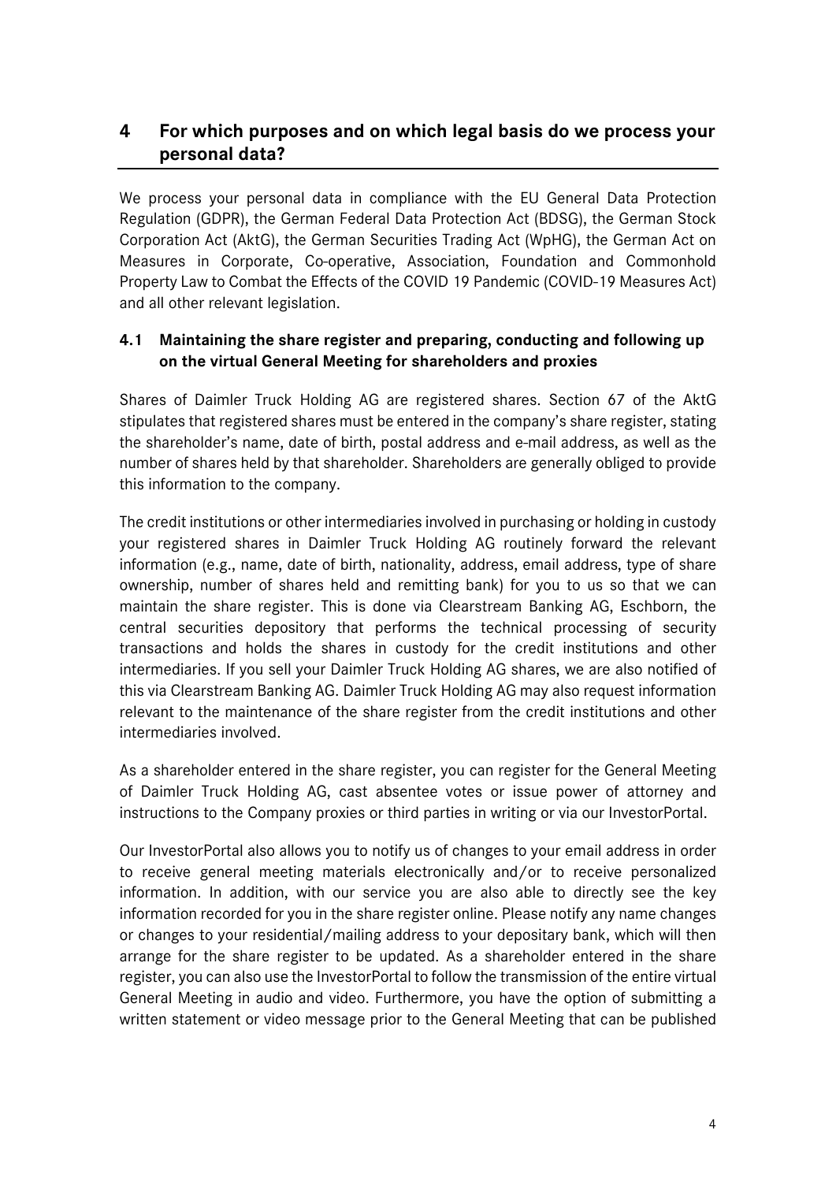## 4 For which purposes and on which legal basis do we process your personal data?

We process your personal data in compliance with the EU General Data Protection Regulation (GDPR), the German Federal Data Protection Act (BDSG), the German Stock Corporation Act (AktG), the German Securities Trading Act (WpHG), the German Act on Measures in Corporate, Co-operative, Association, Foundation and Commonhold Property Law to Combat the Effects of the COVID 19 Pandemic (COVID-19 Measures Act) and all other relevant legislation.

### 4.1 Maintaining the share register and preparing, conducting and following up on the virtual General Meeting for shareholders and proxies

Shares of Daimler Truck Holding AG are registered shares. Section 67 of the AktG stipulates that registered shares must be entered in the company's share register, stating the shareholder's name, date of birth, postal address and e-mail address, as well as the number of shares held by that shareholder. Shareholders are generally obliged to provide this information to the company.

The credit institutions or other intermediaries involved in purchasing or holding in custody your registered shares in Daimler Truck Holding AG routinely forward the relevant information (e.g., name, date of birth, nationality, address, email address, type of share ownership, number of shares held and remitting bank) for you to us so that we can maintain the share register. This is done via Clearstream Banking AG, Eschborn, the central securities depository that performs the technical processing of security transactions and holds the shares in custody for the credit institutions and other intermediaries. If you sell your Daimler Truck Holding AG shares, we are also notified of this via Clearstream Banking AG. Daimler Truck Holding AG may also request information relevant to the maintenance of the share register from the credit institutions and other intermediaries involved.

As a shareholder entered in the share register, you can register for the General Meeting of Daimler Truck Holding AG, cast absentee votes or issue power of attorney and instructions to the Company proxies or third parties in writing or via our InvestorPortal.

Our InvestorPortal also allows you to notify us of changes to your email address in order to receive general meeting materials electronically and/or to receive personalized information. In addition, with our service you are also able to directly see the key information recorded for you in the share register online. Please notify any name changes or changes to your residential/mailing address to your depositary bank, which will then arrange for the share register to be updated. As a shareholder entered in the share register, you can also use the InvestorPortal to follow the transmission of the entire virtual General Meeting in audio and video. Furthermore, you have the option of submitting a written statement or video message prior to the General Meeting that can be published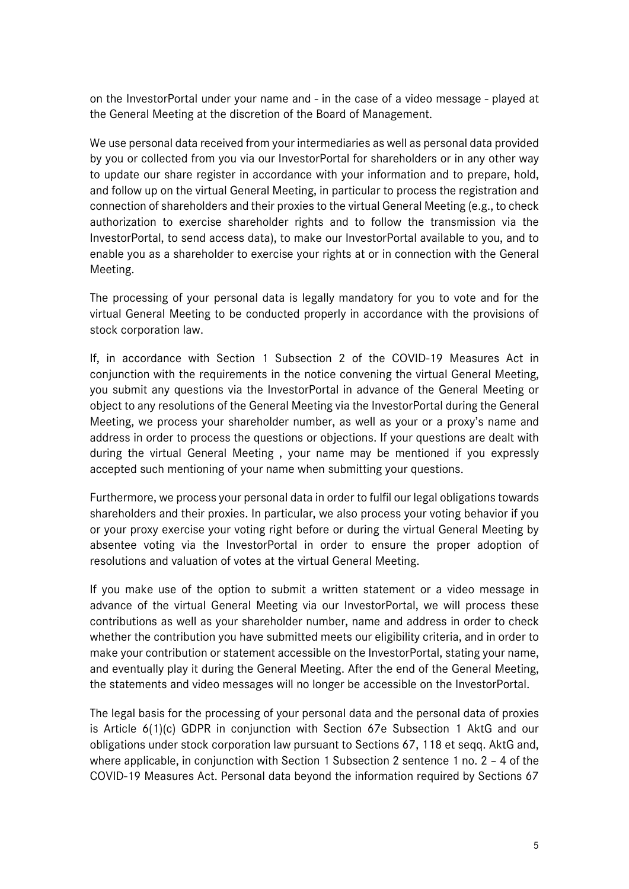on the InvestorPortal under your name and - in the case of a video message - played at the General Meeting at the discretion of the Board of Management.

We use personal data received from your intermediaries as well as personal data provided by you or collected from you via our InvestorPortal for shareholders or in any other way to update our share register in accordance with your information and to prepare, hold, and follow up on the virtual General Meeting, in particular to process the registration and connection of shareholders and their proxies to the virtual General Meeting (e.g., to check authorization to exercise shareholder rights and to follow the transmission via the InvestorPortal, to send access data), to make our InvestorPortal available to you, and to enable you as a shareholder to exercise your rights at or in connection with the General Meeting.

The processing of your personal data is legally mandatory for you to vote and for the virtual General Meeting to be conducted properly in accordance with the provisions of stock corporation law.

If, in accordance with Section 1 Subsection 2 of the COVID-19 Measures Act in conjunction with the requirements in the notice convening the virtual General Meeting, you submit any questions via the InvestorPortal in advance of the General Meeting or object to any resolutions of the General Meeting via the InvestorPortal during the General Meeting, we process your shareholder number, as well as your or a proxy's name and address in order to process the questions or objections. If your questions are dealt with during the virtual General Meeting , your name may be mentioned if you expressly accepted such mentioning of your name when submitting your questions.

Furthermore, we process your personal data in order to fulfil our legal obligations towards shareholders and their proxies. In particular, we also process your voting behavior if you or your proxy exercise your voting right before or during the virtual General Meeting by absentee voting via the InvestorPortal in order to ensure the proper adoption of resolutions and valuation of votes at the virtual General Meeting.

If you make use of the option to submit a written statement or a video message in advance of the virtual General Meeting via our InvestorPortal, we will process these contributions as well as your shareholder number, name and address in order to check whether the contribution you have submitted meets our eligibility criteria, and in order to make your contribution or statement accessible on the InvestorPortal, stating your name, and eventually play it during the General Meeting. After the end of the General Meeting, the statements and video messages will no longer be accessible on the InvestorPortal.

The legal basis for the processing of your personal data and the personal data of proxies is Article 6(1)(c) GDPR in conjunction with Section 67e Subsection 1 AktG and our obligations under stock corporation law pursuant to Sections 67, 118 et seqq. AktG and, where applicable, in conjunction with Section 1 Subsection 2 sentence 1 no. 2 – 4 of the COVID-19 Measures Act. Personal data beyond the information required by Sections 67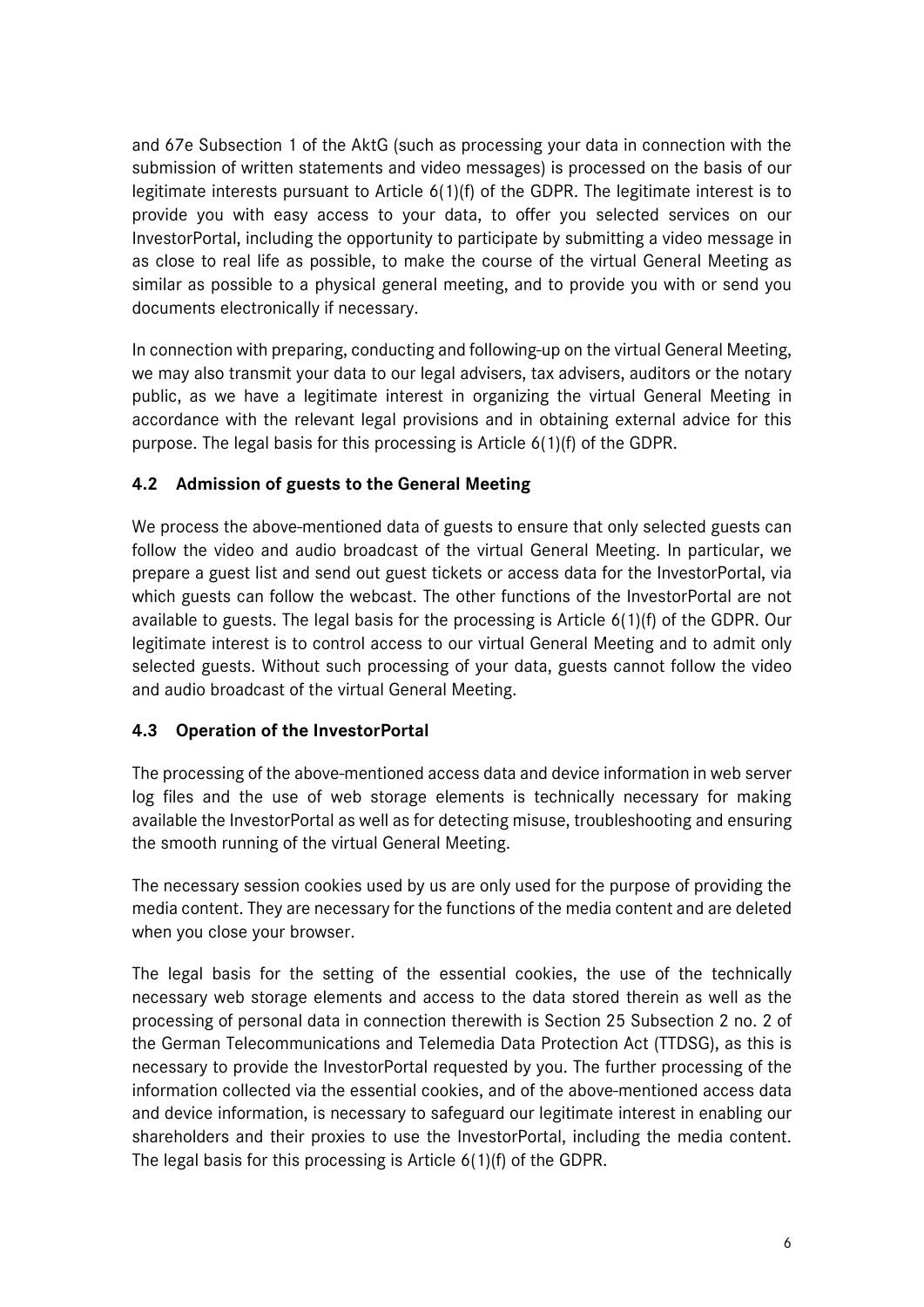and 67e Subsection 1 of the AktG (such as processing your data in connection with the submission of written statements and video messages) is processed on the basis of our legitimate interests pursuant to Article 6(1)(f) of the GDPR. The legitimate interest is to provide you with easy access to your data, to offer you selected services on our InvestorPortal, including the opportunity to participate by submitting a video message in as close to real life as possible, to make the course of the virtual General Meeting as similar as possible to a physical general meeting, and to provide you with or send you documents electronically if necessary.

In connection with preparing, conducting and following-up on the virtual General Meeting, we may also transmit your data to our legal advisers, tax advisers, auditors or the notary public, as we have a legitimate interest in organizing the virtual General Meeting in accordance with the relevant legal provisions and in obtaining external advice for this purpose. The legal basis for this processing is Article 6(1)(f) of the GDPR.

### 4.2 Admission of guests to the General Meeting

We process the above-mentioned data of guests to ensure that only selected guests can follow the video and audio broadcast of the virtual General Meeting. In particular, we prepare a guest list and send out guest tickets or access data for the InvestorPortal, via which guests can follow the webcast. The other functions of the InvestorPortal are not available to guests. The legal basis for the processing is Article 6(1)(f) of the GDPR. Our legitimate interest is to control access to our virtual General Meeting and to admit only selected guests. Without such processing of your data, guests cannot follow the video and audio broadcast of the virtual General Meeting.

### 4.3 Operation of the InvestorPortal

The processing of the above-mentioned access data and device information in web server log files and the use of web storage elements is technically necessary for making available the InvestorPortal as well as for detecting misuse, troubleshooting and ensuring the smooth running of the virtual General Meeting.

The necessary session cookies used by us are only used for the purpose of providing the media content. They are necessary for the functions of the media content and are deleted when you close your browser.

The legal basis for the setting of the essential cookies, the use of the technically necessary web storage elements and access to the data stored therein as well as the processing of personal data in connection therewith is Section 25 Subsection 2 no. 2 of the German Telecommunications and Telemedia Data Protection Act (TTDSG), as this is necessary to provide the InvestorPortal requested by you. The further processing of the information collected via the essential cookies, and of the above-mentioned access data and device information, is necessary to safeguard our legitimate interest in enabling our shareholders and their proxies to use the InvestorPortal, including the media content. The legal basis for this processing is Article 6(1)(f) of the GDPR.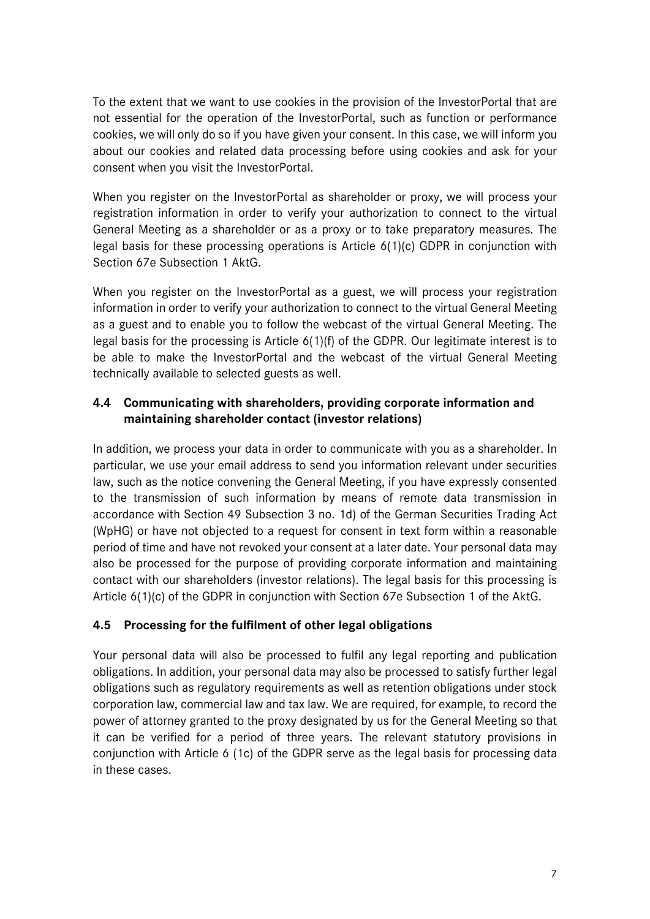To the extent that we want to use cookies in the provision of the InvestorPortal that are not essential for the operation of the InvestorPortal, such as function or performance cookies, we will only do so if you have given your consent. In this case, we will inform you about our cookies and related data processing before using cookies and ask for your consent when you visit the InvestorPortal.

When you register on the InvestorPortal as shareholder or proxy, we will process your registration information in order to verify your authorization to connect to the virtual General Meeting as a shareholder or as a proxy or to take preparatory measures. The legal basis for these processing operations is Article 6(1)(c) GDPR in conjunction with Section 67e Subsection 1 AktG.

When you register on the InvestorPortal as a guest, we will process your registration information in order to verify your authorization to connect to the virtual General Meeting as a guest and to enable you to follow the webcast of the virtual General Meeting. The legal basis for the processing is Article 6(1)(f) of the GDPR. Our legitimate interest is to be able to make the InvestorPortal and the webcast of the virtual General Meeting technically available to selected guests as well.

### 4.4 Communicating with shareholders, providing corporate information and maintaining shareholder contact (investor relations)

In addition, we process your data in order to communicate with you as a shareholder. In particular, we use your email address to send you information relevant under securities law, such as the notice convening the General Meeting, if you have expressly consented to the transmission of such information by means of remote data transmission in accordance with Section 49 Subsection 3 no. 1d) of the German Securities Trading Act (WpHG) or have not objected to a request for consent in text form within a reasonable period of time and have not revoked your consent at a later date. Your personal data may also be processed for the purpose of providing corporate information and maintaining contact with our shareholders (investor relations). The legal basis for this processing is Article 6(1)(c) of the GDPR in conjunction with Section 67e Subsection 1 of the AktG.

### 4.5 Processing for the fulfilment of other legal obligations

Your personal data will also be processed to fulfil any legal reporting and publication obligations. In addition, your personal data may also be processed to satisfy further legal obligations such as regulatory requirements as well as retention obligations under stock corporation law, commercial law and tax law. We are required, for example, to record the power of attorney granted to the proxy designated by us for the General Meeting so that it can be verified for a period of three years. The relevant statutory provisions in conjunction with Article 6 (1c) of the GDPR serve as the legal basis for processing data in these cases.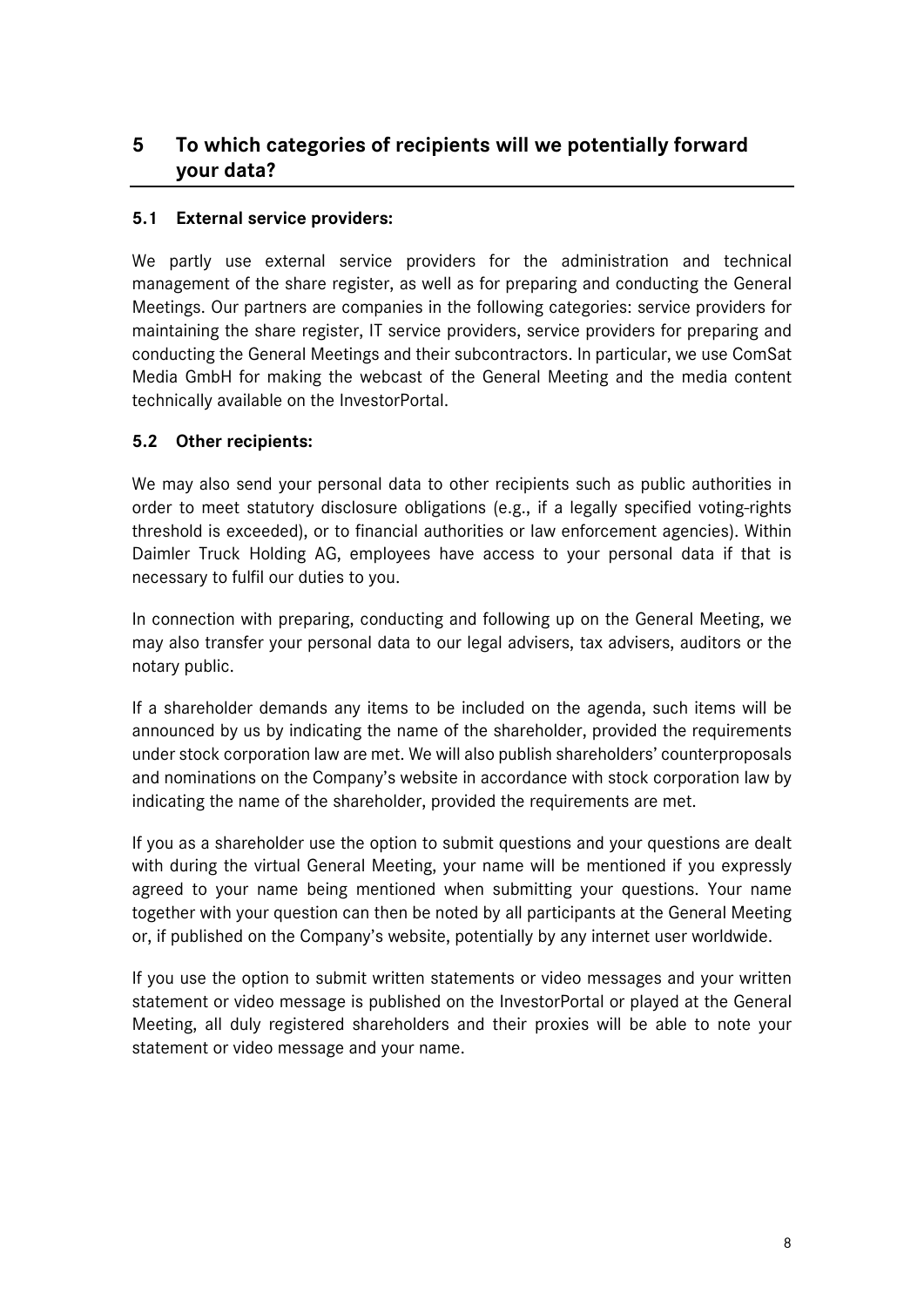## 5 To which categories of recipients will we potentially forward your data?

### 5.1 External service providers:

We partly use external service providers for the administration and technical management of the share register, as well as for preparing and conducting the General Meetings. Our partners are companies in the following categories: service providers for maintaining the share register, IT service providers, service providers for preparing and conducting the General Meetings and their subcontractors. In particular, we use ComSat Media GmbH for making the webcast of the General Meeting and the media content technically available on the InvestorPortal.

### 5.2 Other recipients:

We may also send your personal data to other recipients such as public authorities in order to meet statutory disclosure obligations (e.g., if a legally specified voting-rights threshold is exceeded), or to financial authorities or law enforcement agencies). Within Daimler Truck Holding AG, employees have access to your personal data if that is necessary to fulfil our duties to you.

In connection with preparing, conducting and following up on the General Meeting, we may also transfer your personal data to our legal advisers, tax advisers, auditors or the notary public.

If a shareholder demands any items to be included on the agenda, such items will be announced by us by indicating the name of the shareholder, provided the requirements under stock corporation law are met. We will also publish shareholders' counterproposals and nominations on the Company's website in accordance with stock corporation law by indicating the name of the shareholder, provided the requirements are met.

If you as a shareholder use the option to submit questions and your questions are dealt with during the virtual General Meeting, your name will be mentioned if you expressly agreed to your name being mentioned when submitting your questions. Your name together with your question can then be noted by all participants at the General Meeting or, if published on the Company's website, potentially by any internet user worldwide.

If you use the option to submit written statements or video messages and your written statement or video message is published on the InvestorPortal or played at the General Meeting, all duly registered shareholders and their proxies will be able to note your statement or video message and your name.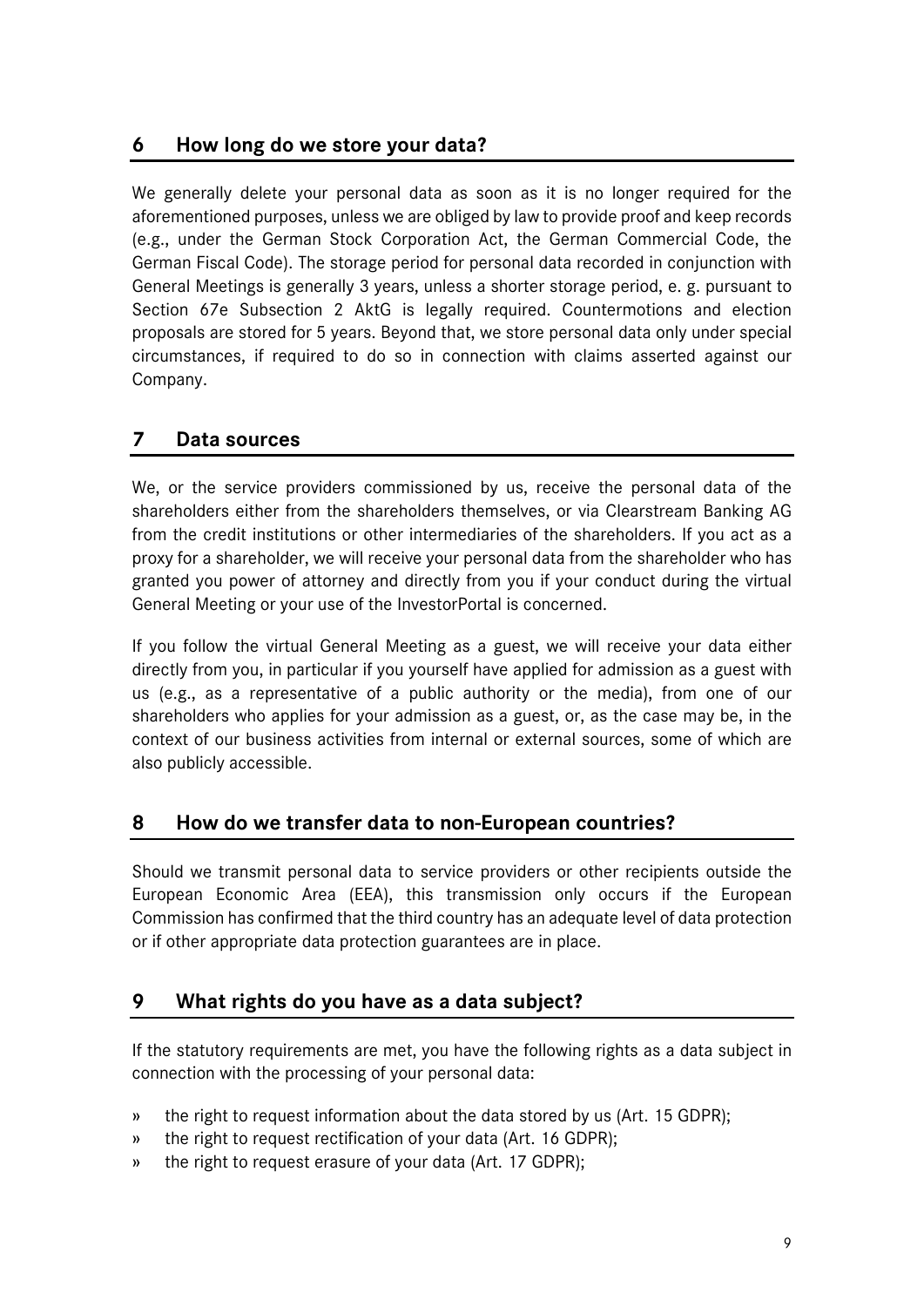## 6 How long do we store your data?

We generally delete your personal data as soon as it is no longer required for the aforementioned purposes, unless we are obliged by law to provide proof and keep records (e.g., under the German Stock Corporation Act, the German Commercial Code, the German Fiscal Code). The storage period for personal data recorded in conjunction with General Meetings is generally 3 years, unless a shorter storage period, e. g. pursuant to Section 67e Subsection 2 AktG is legally required. Countermotions and election proposals are stored for 5 years. Beyond that, we store personal data only under special circumstances, if required to do so in connection with claims asserted against our Company.

## 7 Data sources

We, or the service providers commissioned by us, receive the personal data of the shareholders either from the shareholders themselves, or via Clearstream Banking AG from the credit institutions or other intermediaries of the shareholders. If you act as a proxy for a shareholder, we will receive your personal data from the shareholder who has granted you power of attorney and directly from you if your conduct during the virtual General Meeting or your use of the InvestorPortal is concerned.

If you follow the virtual General Meeting as a guest, we will receive your data either directly from you, in particular if you yourself have applied for admission as a guest with us (e.g., as a representative of a public authority or the media), from one of our shareholders who applies for your admission as a guest, or, as the case may be, in the context of our business activities from internal or external sources, some of which are also publicly accessible.

## 8 How do we transfer data to non-European countries?

Should we transmit personal data to service providers or other recipients outside the European Economic Area (EEA), this transmission only occurs if the European Commission has confirmed that the third country has an adequate level of data protection or if other appropriate data protection guarantees are in place.

## 9 What rights do you have as a data subject?

If the statutory requirements are met, you have the following rights as a data subject in connection with the processing of your personal data:

» the right to request information about the data stored by us (Art. 15 GDPR);
» the right to request rectification of your data (Art. 16 GDPR);
» the right to request erasure of your data (Art. 17 GDPR);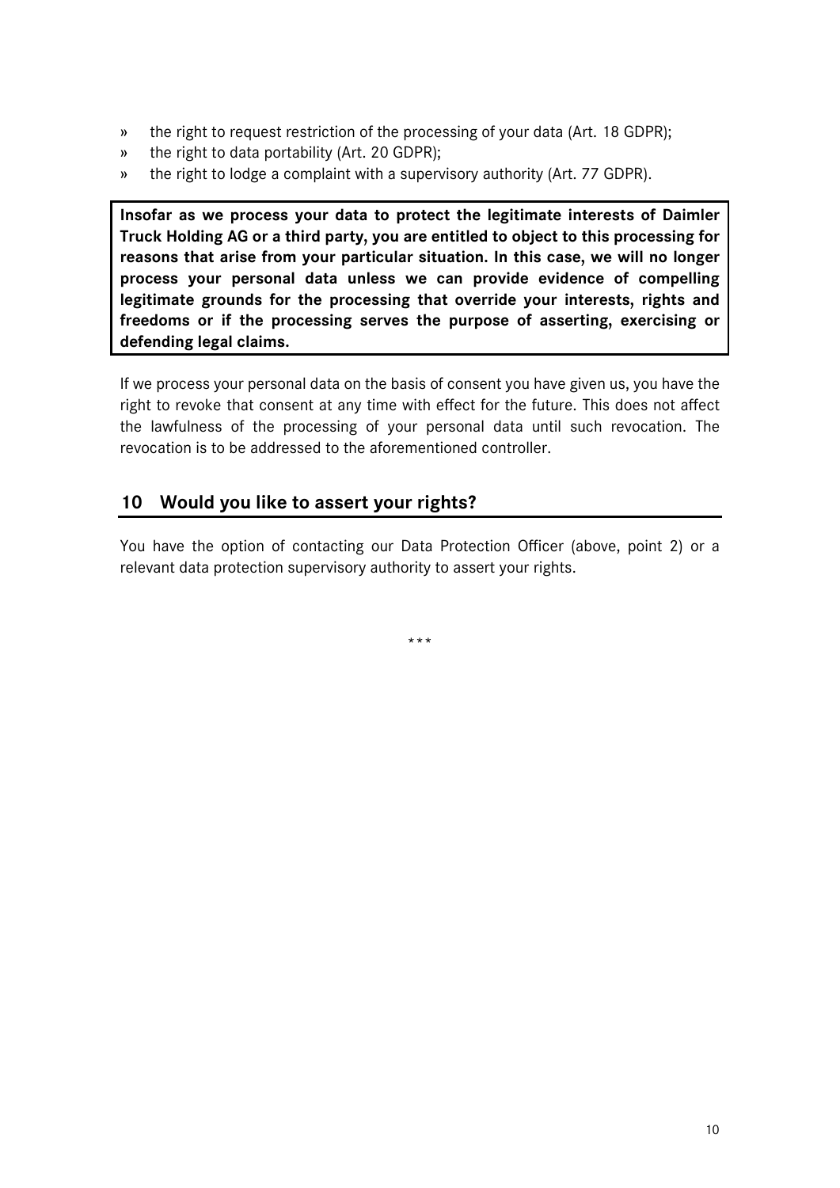- the right to request restriction of the processing of your data (Art. 18 GDPR);
- the right to data portability (Art. 20 GDPR);
- the right to lodge a complaint with a supervisory authority (Art. 77 GDPR).

**Insofar as we process your data to protect the legitimate interests of Daimler Truck Holding AG or a third party, you are entitled to object to this processing for reasons that arise from your particular situation. In this case, we will no longer process your personal data unless we can provide evidence of compelling legitimate grounds for the processing that override your interests, rights and freedoms or if the processing serves the purpose of asserting, exercising or defending legal claims.**

If we process your personal data on the basis of consent you have given us, you have the right to revoke that consent at any time with effect for the future. This does not affect the lawfulness of the processing of your personal data until such revocation. The revocation is to be addressed to the aforementioned controller.

## 10 Would you like to assert your rights?

You have the option of contacting our Data Protection Officer (above, point 2) or a relevant data protection supervisory authority to assert your rights.

***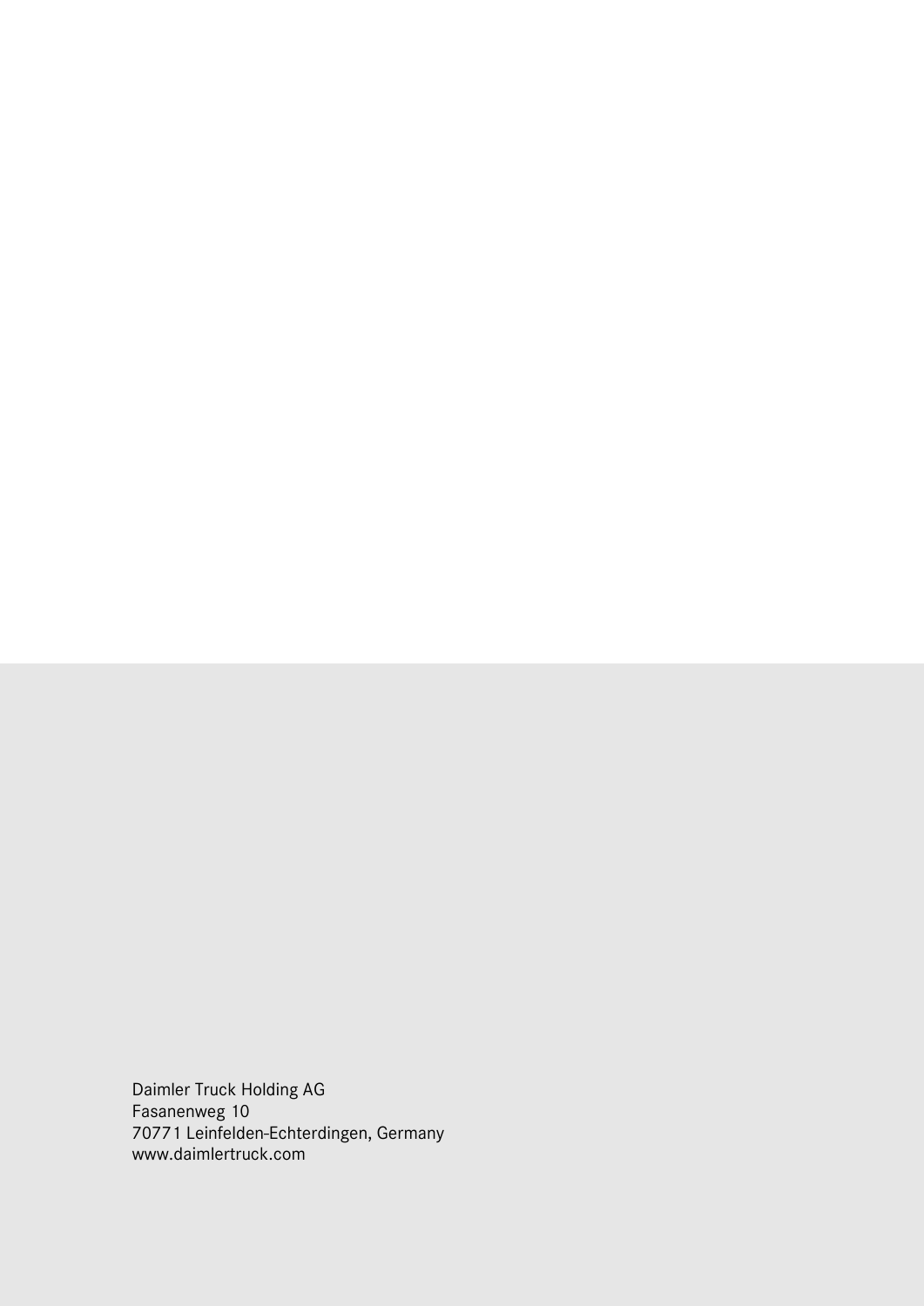Daimler Truck Holding AG
Fasanenweg 10
70771 Leinfelden-Echterdingen, Germany
www.daimlertruck.com